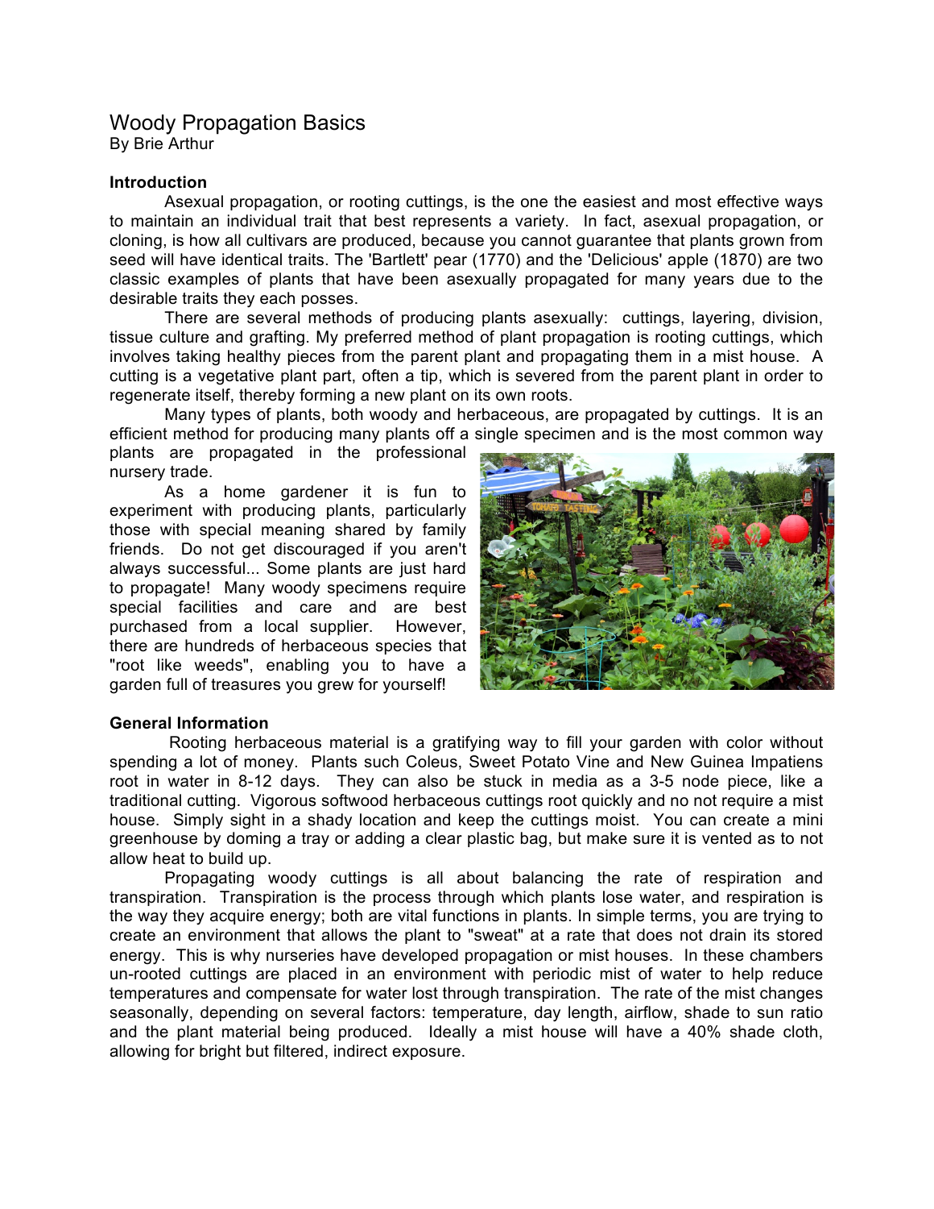# Woody Propagation Basics

By Brie Arthur

**Introduction**

Asexual propagation, or rooting cuttings, is the one the easiest and most effective ways to maintain an individual trait that best represents a variety. In fact, asexual propagation, or cloning, is how all cultivars are produced, because you cannot guarantee that plants grown from seed will have identical traits. The 'Bartlett' pear (1770) and the 'Delicious' apple (1870) are two classic examples of plants that have been asexually propagated for many years due to the desirable traits they each posses.

There are several methods of producing plants asexually: cuttings, layering, division, tissue culture and grafting. My preferred method of plant propagation is rooting cuttings, which involves taking healthy pieces from the parent plant and propagating them in a mist house. A cutting is a vegetative plant part, often a tip, which is severed from the parent plant in order to regenerate itself, thereby forming a new plant on its own roots.

Many types of plants, both woody and herbaceous, are propagated by cuttings. It is an efficient method for producing many plants off a single specimen and is the most common way plants are propagated in the professional nursery trade.

As a home gardener it is fun to experiment with producing plants, particularly those with special meaning shared by family friends. Do not get discouraged if you aren't always successful... Some plants are just hard to propagate! Many woody specimens require special facilities and care and are best purchased from a local supplier. However, there are hundreds of herbaceous species that "root like weeds", enabling you to have a garden full of treasures you grew for yourself!

**General Information**

Rooting herbaceous material is a gratifying way to fill your garden with color without spending a lot of money. Plants such Coleus, Sweet Potato Vine and New Guinea Impatiens root in water in 8-12 days. They can also be stuck in media as a 3-5 node piece, like a traditional cutting. Vigorous softwood herbaceous cuttings root quickly and no not require a mist house. Simply sight in a shady location and keep the cuttings moist. You can create a mini greenhouse by doming a tray or adding a clear plastic bag, but make sure it is vented as to not allow heat to build up.

Propagating woody cuttings is all about balancing the rate of respiration and transpiration. Transpiration is the process through which plants lose water, and respiration is the way they acquire energy; both are vital functions in plants. In simple terms, you are trying to create an environment that allows the plant to "sweat" at a rate that does not drain its stored energy. This is why nurseries have developed propagation or mist houses. In these chambers un-rooted cuttings are placed in an environment with periodic mist of water to help reduce temperatures and compensate for water lost through transpiration. The rate of the mist changes seasonally, depending on several factors: temperature, day length, airflow, shade to sun ratio and the plant material being produced. Ideally a mist house will have a 40% shade cloth, allowing for bright but filtered, indirect exposure.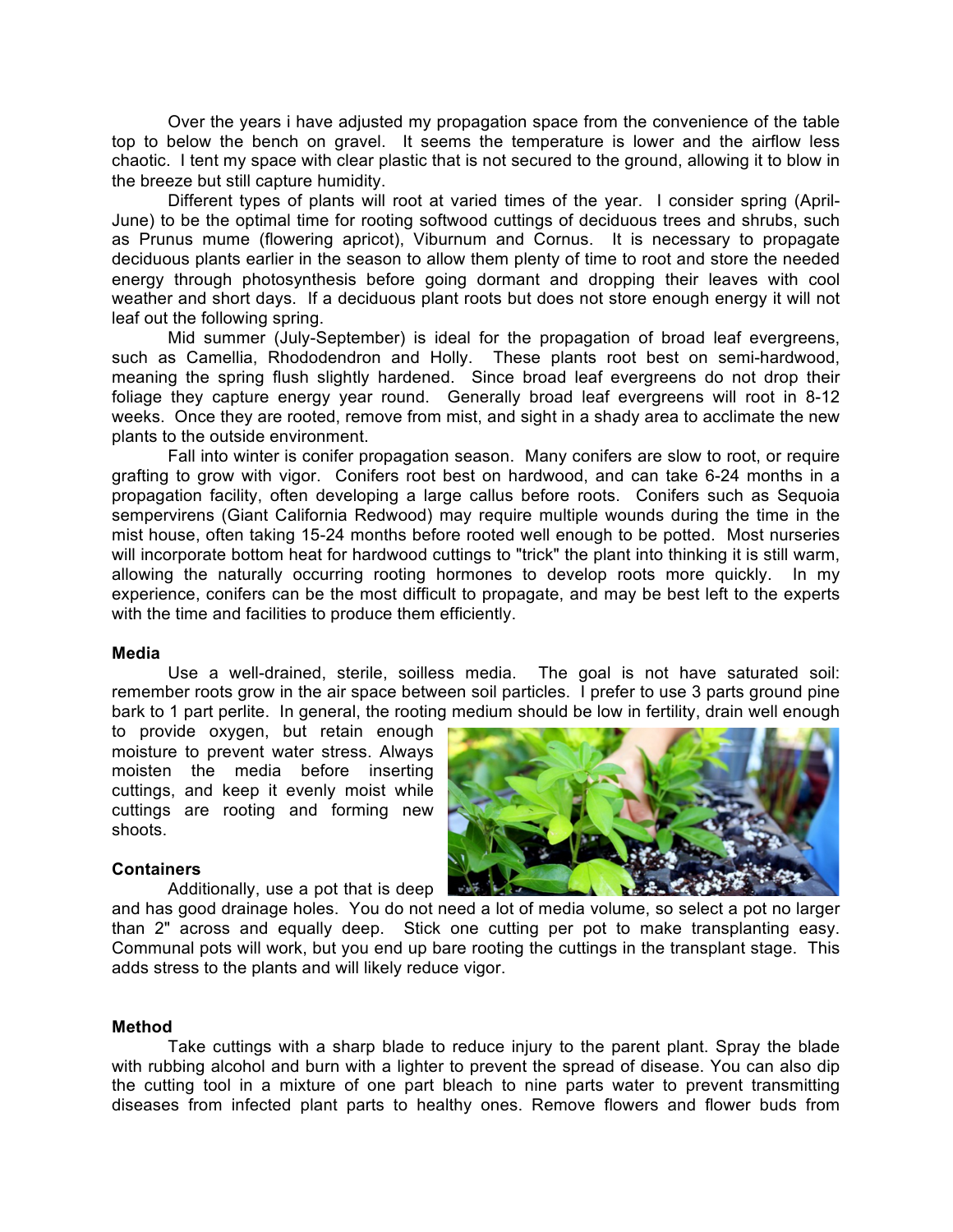Over the years i have adjusted my propagation space from the convenience of the table top to below the bench on gravel. It seems the temperature is lower and the airflow less chaotic. I tent my space with clear plastic that is not secured to the ground, allowing it to blow in the breeze but still capture humidity.

Different types of plants will root at varied times of the year. I consider spring (April-June) to be the optimal time for rooting softwood cuttings of deciduous trees and shrubs, such as Prunus mume (flowering apricot), Viburnum and Cornus. It is necessary to propagate deciduous plants earlier in the season to allow them plenty of time to root and store the needed energy through photosynthesis before going dormant and dropping their leaves with cool weather and short days. If a deciduous plant roots but does not store enough energy it will not leaf out the following spring.

Mid summer (July-September) is ideal for the propagation of broad leaf evergreens, such as Camellia, Rhododendron and Holly. These plants root best on semi-hardwood, meaning the spring flush slightly hardened. Since broad leaf evergreens do not drop their foliage they capture energy year round. Generally broad leaf evergreens will root in 8-12 weeks. Once they are rooted, remove from mist, and sight in a shady area to acclimate the new plants to the outside environment.

Fall into winter is conifer propagation season. Many conifers are slow to root, or require grafting to grow with vigor. Conifers root best on hardwood, and can take 6-24 months in a propagation facility, often developing a large callus before roots. Conifers such as Sequoia sempervirens (Giant California Redwood) may require multiple wounds during the time in the mist house, often taking 15-24 months before rooted well enough to be potted. Most nurseries will incorporate bottom heat for hardwood cuttings to "trick" the plant into thinking it is still warm, allowing the naturally occurring rooting hormones to develop roots more quickly. In my experience, conifers can be the most difficult to propagate, and may be best left to the experts with the time and facilities to produce them efficiently.

**Media**

Use a well-drained, sterile, soilless media. The goal is not have saturated soil: remember roots grow in the air space between soil particles. I prefer to use 3 parts ground pine bark to 1 part perlite. In general, the rooting medium should be low in fertility, drain well enough to provide oxygen, but retain enough moisture to prevent water stress. Always moisten the media before inserting cuttings, and keep it evenly moist while cuttings are rooting and forming new shoots.

**Containers**

Additionally, use a pot that is deep and has good drainage holes. You do not need a lot of media volume, so select a pot no larger than 2" across and equally deep. Stick one cutting per pot to make transplanting easy. Communal pots will work, but you end up bare rooting the cuttings in the transplant stage. This adds stress to the plants and will likely reduce vigor.

**Method**

Take cuttings with a sharp blade to reduce injury to the parent plant. Spray the blade with rubbing alcohol and burn with a lighter to prevent the spread of disease. You can also dip the cutting tool in a mixture of one part bleach to nine parts water to prevent transmitting diseases from infected plant parts to healthy ones. Remove flowers and flower buds from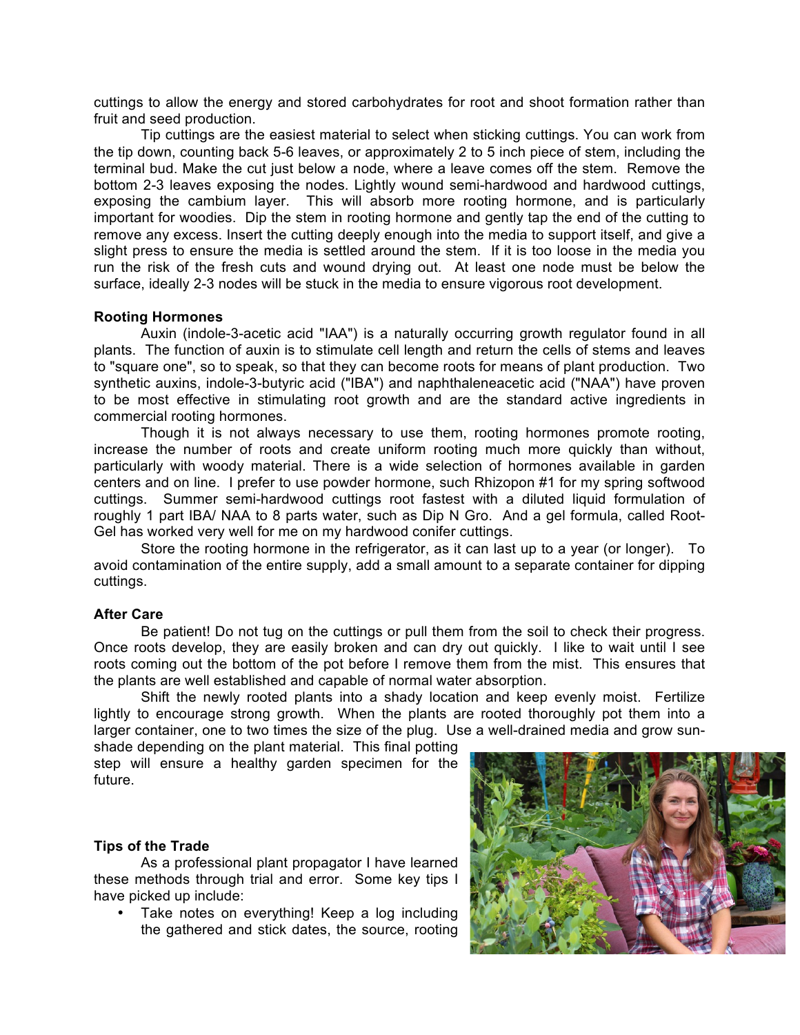cuttings to allow the energy and stored carbohydrates for root and shoot formation rather than fruit and seed production.

Tip cuttings are the easiest material to select when sticking cuttings. You can work from the tip down, counting back 5-6 leaves, or approximately 2 to 5 inch piece of stem, including the terminal bud. Make the cut just below a node, where a leave comes off the stem. Remove the bottom 2-3 leaves exposing the nodes. Lightly wound semi-hardwood and hardwood cuttings, exposing the cambium layer. This will absorb more rooting hormone, and is particularly important for woodies. Dip the stem in rooting hormone and gently tap the end of the cutting to remove any excess. Insert the cutting deeply enough into the media to support itself, and give a slight press to ensure the media is settled around the stem. If it is too loose in the media you run the risk of the fresh cuts and wound drying out. At least one node must be below the surface, ideally 2-3 nodes will be stuck in the media to ensure vigorous root development.

**Rooting Hormones**

Auxin (indole-3-acetic acid "IAA") is a naturally occurring growth regulator found in all plants. The function of auxin is to stimulate cell length and return the cells of stems and leaves to "square one", so to speak, so that they can become roots for means of plant production. Two synthetic auxins, indole-3-butyric acid ("IBA") and naphthaleneacetic acid ("NAA") have proven to be most effective in stimulating root growth and are the standard active ingredients in commercial rooting hormones.

Though it is not always necessary to use them, rooting hormones promote rooting, increase the number of roots and create uniform rooting much more quickly than without, particularly with woody material. There is a wide selection of hormones available in garden centers and on line. I prefer to use powder hormone, such Rhizopon #1 for my spring softwood cuttings. Summer semi-hardwood cuttings root fastest with a diluted liquid formulation of roughly 1 part IBA/ NAA to 8 parts water, such as Dip N Gro. And a gel formula, called Root-Gel has worked very well for me on my hardwood conifer cuttings.

Store the rooting hormone in the refrigerator, as it can last up to a year (or longer). To avoid contamination of the entire supply, add a small amount to a separate container for dipping cuttings.

**After Care**

Be patient! Do not tug on the cuttings or pull them from the soil to check their progress. Once roots develop, they are easily broken and can dry out quickly. I like to wait until I see roots coming out the bottom of the pot before I remove them from the mist. This ensures that the plants are well established and capable of normal water absorption.

Shift the newly rooted plants into a shady location and keep evenly moist. Fertilize lightly to encourage strong growth. When the plants are rooted thoroughly pot them into a larger container, one to two times the size of the plug. Use a well-drained media and grow sun-shade depending on the plant material. This final potting step will ensure a healthy garden specimen for the future.

**Tips of the Trade**

As a professional plant propagator I have learned these methods through trial and error. Some key tips I have picked up include:

- Take notes on everything! Keep a log including the gathered and stick dates, the source, rooting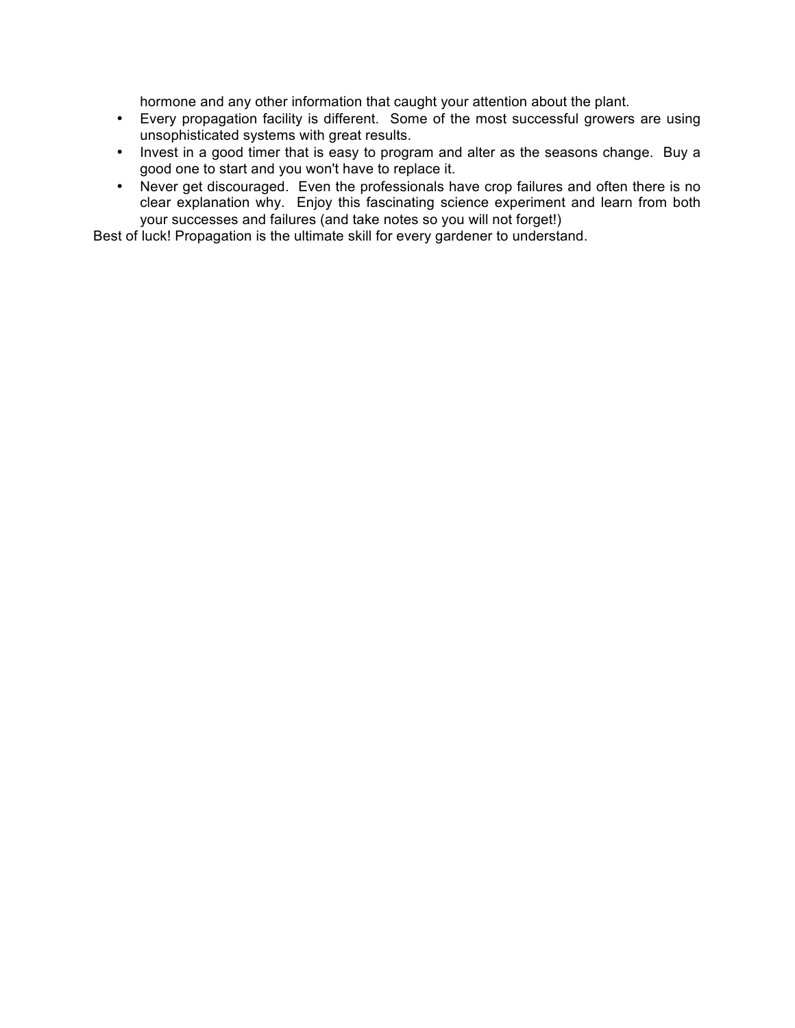hormone and any other information that caught your attention about the plant.

- Every propagation facility is different. Some of the most successful growers are using unsophisticated systems with great results.
- Invest in a good timer that is easy to program and alter as the seasons change. Buy a good one to start and you won't have to replace it.
- Never get discouraged. Even the professionals have crop failures and often there is no clear explanation why. Enjoy this fascinating science experiment and learn from both your successes and failures (and take notes so you will not forget!)

Best of luck! Propagation is the ultimate skill for every gardener to understand.